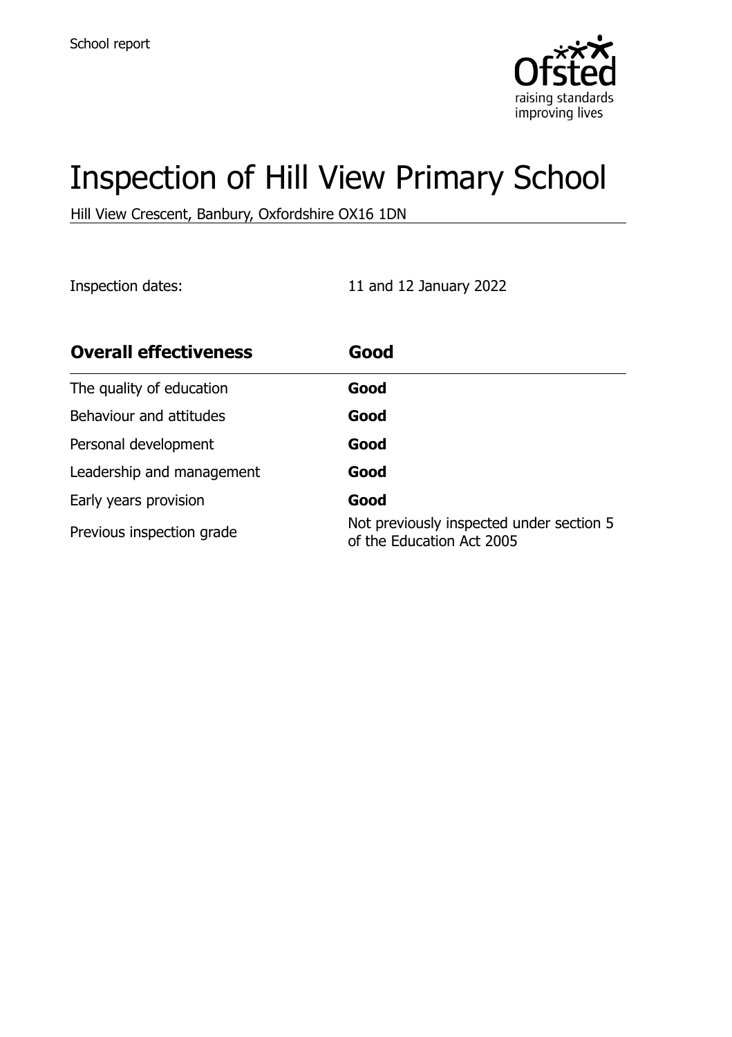School report

# Inspection of Hill View Primary School

Hill View Crescent, Banbury, Oxfordshire OX16 1DN

Inspection dates: 11 and 12 January 2022

| **Overall effectiveness** | **Good** |
| --- | --- |
| The quality of education | **Good** |
| Behaviour and attitudes | **Good** |
| Personal development | **Good** |
| Leadership and management | **Good** |
| Early years provision | **Good** |
| Previous inspection grade | Not previously inspected under section 5 of the Education Act 2005 |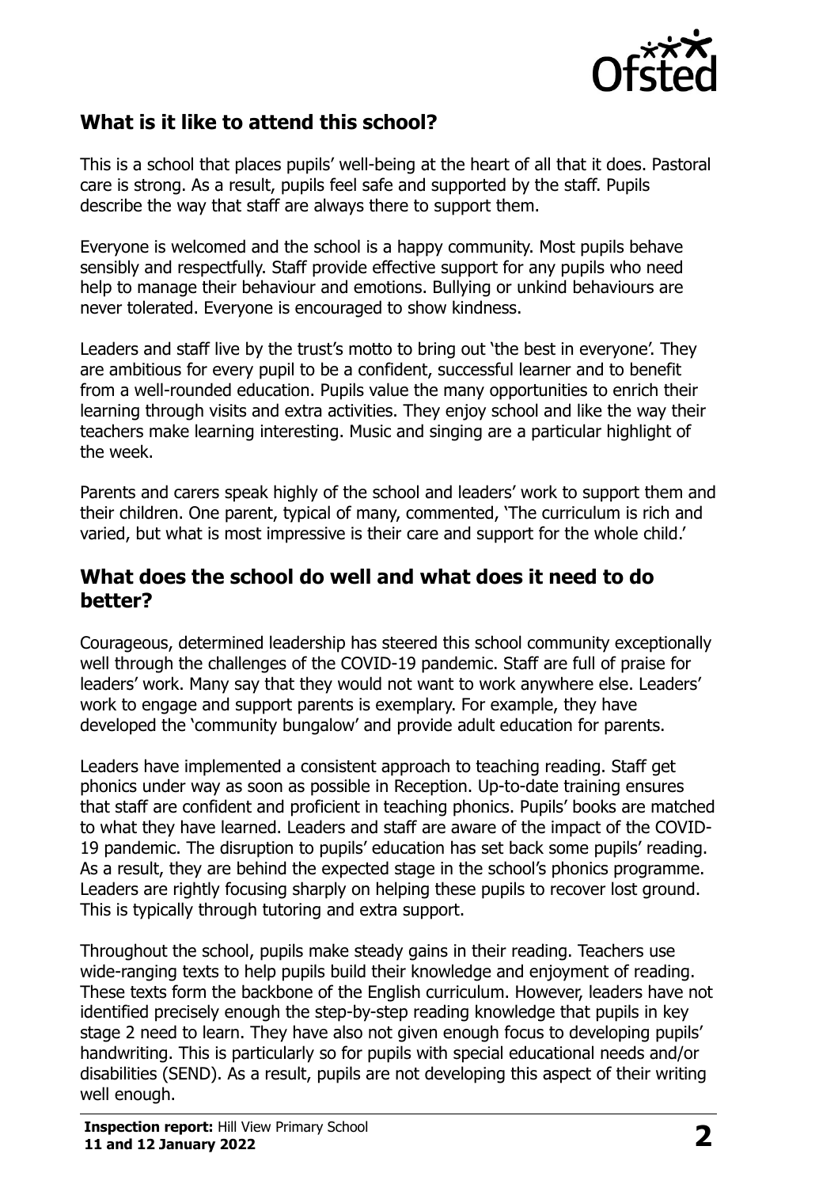## What is it like to attend this school?

This is a school that places pupils' well-being at the heart of all that it does. Pastoral care is strong. As a result, pupils feel safe and supported by the staff. Pupils describe the way that staff are always there to support them.

Everyone is welcomed and the school is a happy community. Most pupils behave sensibly and respectfully. Staff provide effective support for any pupils who need help to manage their behaviour and emotions. Bullying or unkind behaviours are never tolerated. Everyone is encouraged to show kindness.

Leaders and staff live by the trust's motto to bring out 'the best in everyone'. They are ambitious for every pupil to be a confident, successful learner and to benefit from a well-rounded education. Pupils value the many opportunities to enrich their learning through visits and extra activities. They enjoy school and like the way their teachers make learning interesting. Music and singing are a particular highlight of the week.

Parents and carers speak highly of the school and leaders' work to support them and their children. One parent, typical of many, commented, 'The curriculum is rich and varied, but what is most impressive is their care and support for the whole child.'

## What does the school do well and what does it need to do better?

Courageous, determined leadership has steered this school community exceptionally well through the challenges of the COVID-19 pandemic. Staff are full of praise for leaders' work. Many say that they would not want to work anywhere else. Leaders' work to engage and support parents is exemplary. For example, they have developed the 'community bungalow' and provide adult education for parents.

Leaders have implemented a consistent approach to teaching reading. Staff get phonics under way as soon as possible in Reception. Up-to-date training ensures that staff are confident and proficient in teaching phonics. Pupils' books are matched to what they have learned. Leaders and staff are aware of the impact of the COVID-19 pandemic. The disruption to pupils' education has set back some pupils' reading. As a result, they are behind the expected stage in the school's phonics programme. Leaders are rightly focusing sharply on helping these pupils to recover lost ground. This is typically through tutoring and extra support.

Throughout the school, pupils make steady gains in their reading. Teachers use wide-ranging texts to help pupils build their knowledge and enjoyment of reading. These texts form the backbone of the English curriculum. However, leaders have not identified precisely enough the step-by-step reading knowledge that pupils in key stage 2 need to learn. They have also not given enough focus to developing pupils' handwriting. This is particularly so for pupils with special educational needs and/or disabilities (SEND). As a result, pupils are not developing this aspect of their writing well enough.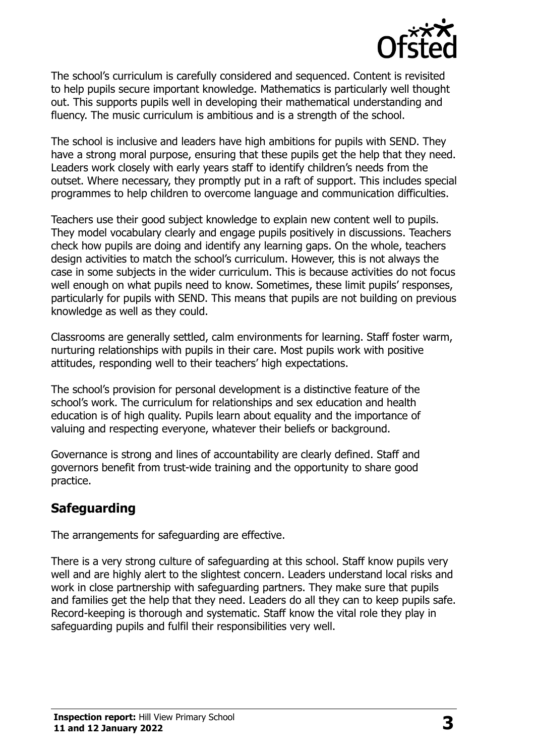The school's curriculum is carefully considered and sequenced. Content is revisited to help pupils secure important knowledge. Mathematics is particularly well thought out. This supports pupils well in developing their mathematical understanding and fluency. The music curriculum is ambitious and is a strength of the school.

The school is inclusive and leaders have high ambitions for pupils with SEND. They have a strong moral purpose, ensuring that these pupils get the help that they need. Leaders work closely with early years staff to identify children's needs from the outset. Where necessary, they promptly put in a raft of support. This includes special programmes to help children to overcome language and communication difficulties.

Teachers use their good subject knowledge to explain new content well to pupils. They model vocabulary clearly and engage pupils positively in discussions. Teachers check how pupils are doing and identify any learning gaps. On the whole, teachers design activities to match the school's curriculum. However, this is not always the case in some subjects in the wider curriculum. This is because activities do not focus well enough on what pupils need to know. Sometimes, these limit pupils' responses, particularly for pupils with SEND. This means that pupils are not building on previous knowledge as well as they could.

Classrooms are generally settled, calm environments for learning. Staff foster warm, nurturing relationships with pupils in their care. Most pupils work with positive attitudes, responding well to their teachers' high expectations.

The school's provision for personal development is a distinctive feature of the school's work. The curriculum for relationships and sex education and health education is of high quality. Pupils learn about equality and the importance of valuing and respecting everyone, whatever their beliefs or background.

Governance is strong and lines of accountability are clearly defined. Staff and governors benefit from trust-wide training and the opportunity to share good practice.

## Safeguarding

The arrangements for safeguarding are effective.

There is a very strong culture of safeguarding at this school. Staff know pupils very well and are highly alert to the slightest concern. Leaders understand local risks and work in close partnership with safeguarding partners. They make sure that pupils and families get the help that they need. Leaders do all they can to keep pupils safe. Record-keeping is thorough and systematic. Staff know the vital role they play in safeguarding pupils and fulfil their responsibilities very well.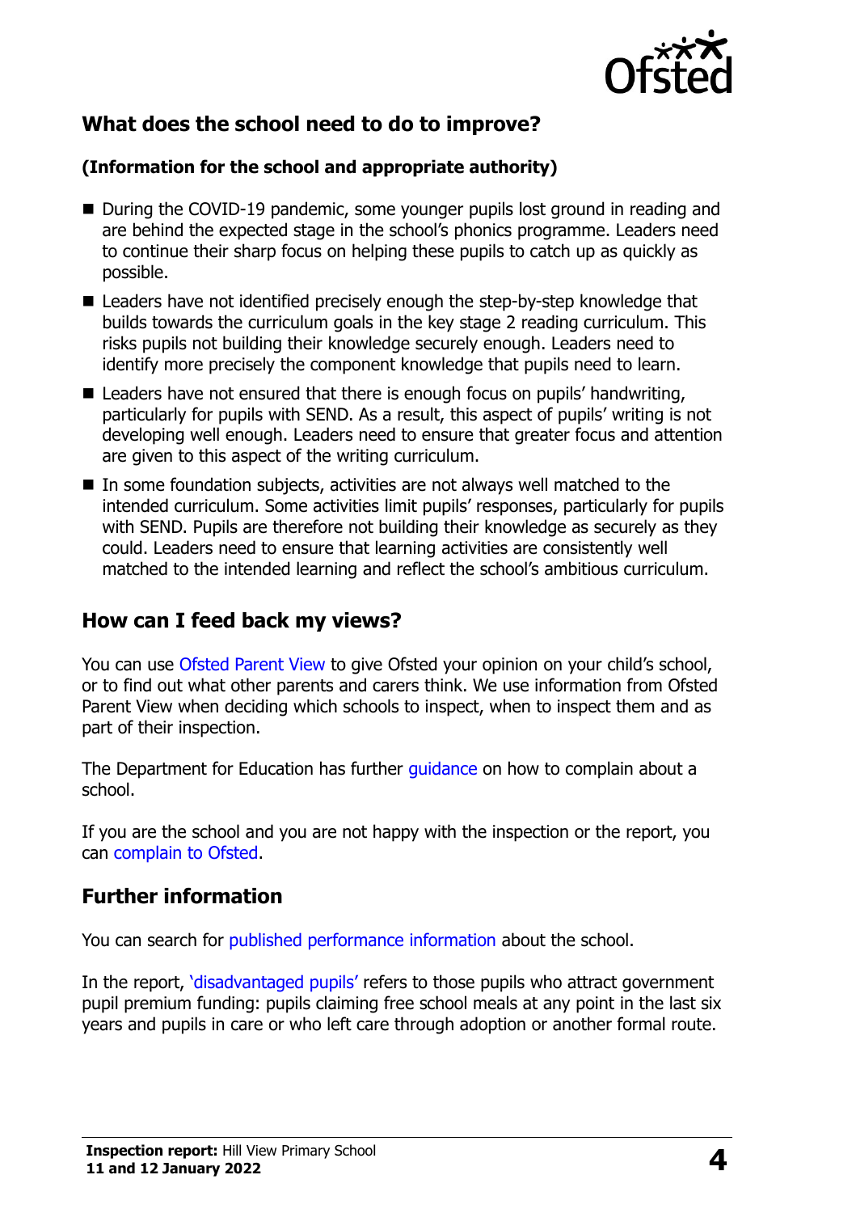## What does the school need to do to improve?

### (Information for the school and appropriate authority)

- During the COVID-19 pandemic, some younger pupils lost ground in reading and are behind the expected stage in the school's phonics programme. Leaders need to continue their sharp focus on helping these pupils to catch up as quickly as possible.
- Leaders have not identified precisely enough the step-by-step knowledge that builds towards the curriculum goals in the key stage 2 reading curriculum. This risks pupils not building their knowledge securely enough. Leaders need to identify more precisely the component knowledge that pupils need to learn.
- Leaders have not ensured that there is enough focus on pupils' handwriting, particularly for pupils with SEND. As a result, this aspect of pupils' writing is not developing well enough. Leaders need to ensure that greater focus and attention are given to this aspect of the writing curriculum.
- In some foundation subjects, activities are not always well matched to the intended curriculum. Some activities limit pupils' responses, particularly for pupils with SEND. Pupils are therefore not building their knowledge as securely as they could. Leaders need to ensure that learning activities are consistently well matched to the intended learning and reflect the school's ambitious curriculum.

## How can I feed back my views?

You can use Ofsted Parent View to give Ofsted your opinion on your child's school, or to find out what other parents and carers think. We use information from Ofsted Parent View when deciding which schools to inspect, when to inspect them and as part of their inspection.

The Department for Education has further guidance on how to complain about a school.

If you are the school and you are not happy with the inspection or the report, you can complain to Ofsted.

## Further information

You can search for published performance information about the school.

In the report, 'disadvantaged pupils' refers to those pupils who attract government pupil premium funding: pupils claiming free school meals at any point in the last six years and pupils in care or who left care through adoption or another formal route.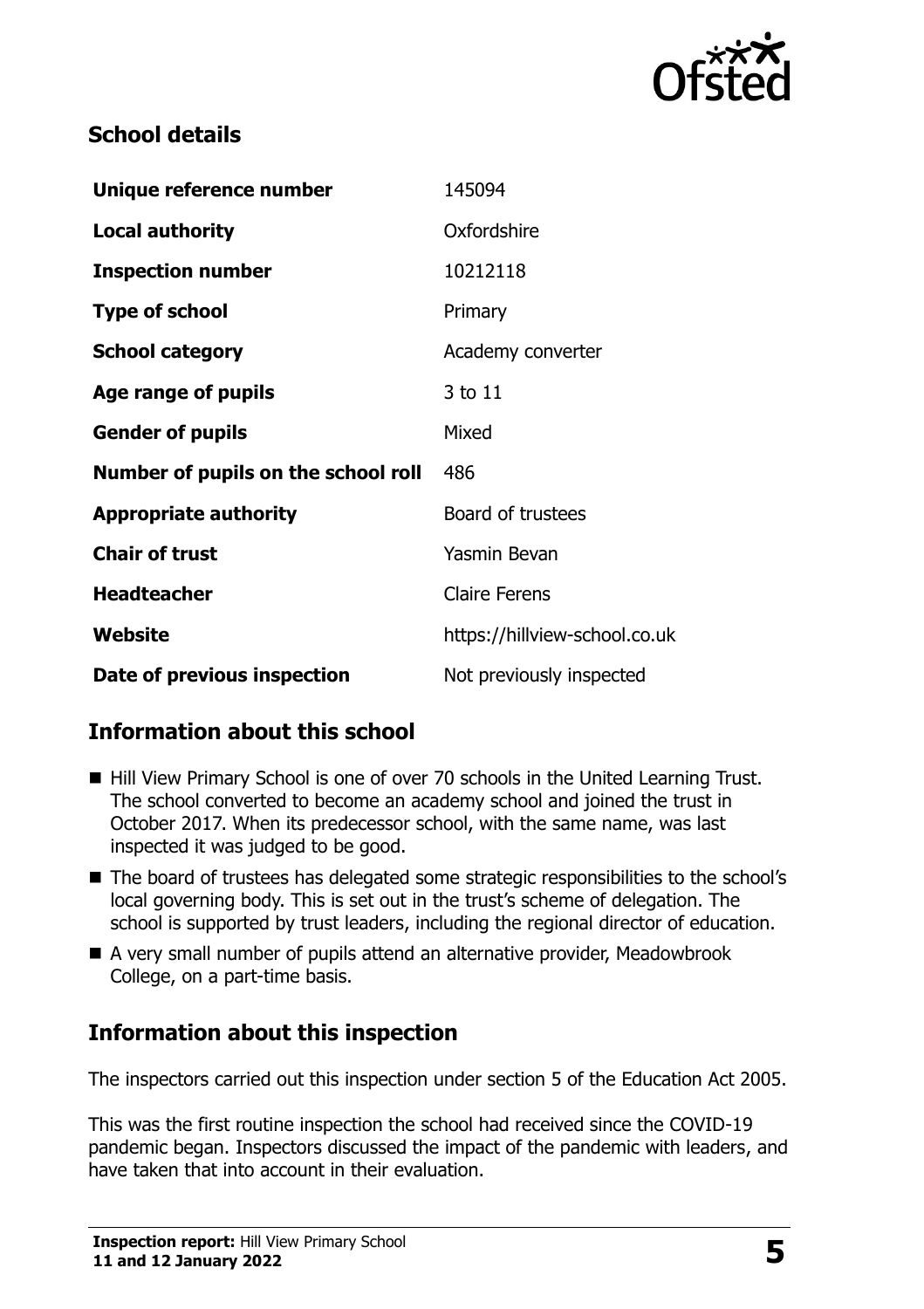## School details

| | |
|---|---|
| **Unique reference number** | 145094 |
| **Local authority** | Oxfordshire |
| **Inspection number** | 10212118 |
| **Type of school** | Primary |
| **School category** | Academy converter |
| **Age range of pupils** | 3 to 11 |
| **Gender of pupils** | Mixed |
| **Number of pupils on the school roll** | 486 |
| **Appropriate authority** | Board of trustees |
| **Chair of trust** | Yasmin Bevan |
| **Headteacher** | Claire Ferens |
| **Website** | https://hillview-school.co.uk |
| **Date of previous inspection** | Not previously inspected |

## Information about this school

- Hill View Primary School is one of over 70 schools in the United Learning Trust. The school converted to become an academy school and joined the trust in October 2017. When its predecessor school, with the same name, was last inspected it was judged to be good.
- The board of trustees has delegated some strategic responsibilities to the school's local governing body. This is set out in the trust's scheme of delegation. The school is supported by trust leaders, including the regional director of education.
- A very small number of pupils attend an alternative provider, Meadowbrook College, on a part-time basis.

## Information about this inspection

The inspectors carried out this inspection under section 5 of the Education Act 2005.

This was the first routine inspection the school had received since the COVID-19 pandemic began. Inspectors discussed the impact of the pandemic with leaders, and have taken that into account in their evaluation.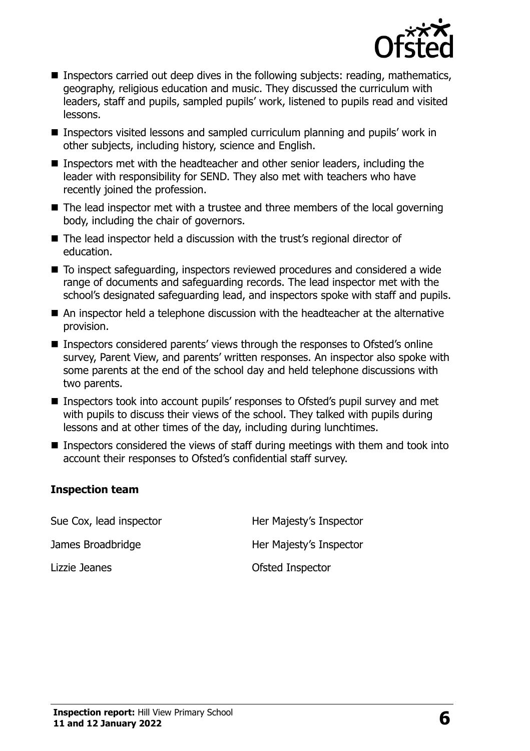- Inspectors carried out deep dives in the following subjects: reading, mathematics, geography, religious education and music. They discussed the curriculum with leaders, staff and pupils, sampled pupils' work, listened to pupils read and visited lessons.
- Inspectors visited lessons and sampled curriculum planning and pupils' work in other subjects, including history, science and English.
- Inspectors met with the headteacher and other senior leaders, including the leader with responsibility for SEND. They also met with teachers who have recently joined the profession.
- The lead inspector met with a trustee and three members of the local governing body, including the chair of governors.
- The lead inspector held a discussion with the trust's regional director of education.
- To inspect safeguarding, inspectors reviewed procedures and considered a wide range of documents and safeguarding records. The lead inspector met with the school's designated safeguarding lead, and inspectors spoke with staff and pupils.
- An inspector held a telephone discussion with the headteacher at the alternative provision.
- Inspectors considered parents' views through the responses to Ofsted's online survey, Parent View, and parents' written responses. An inspector also spoke with some parents at the end of the school day and held telephone discussions with two parents.
- Inspectors took into account pupils' responses to Ofsted's pupil survey and met with pupils to discuss their views of the school. They talked with pupils during lessons and at other times of the day, including during lunchtimes.
- Inspectors considered the views of staff during meetings with them and took into account their responses to Ofsted's confidential staff survey.

### Inspection team

| | |
|---|---|
| Sue Cox, lead inspector | Her Majesty's Inspector |
| James Broadbridge | Her Majesty's Inspector |
| Lizzie Jeanes | Ofsted Inspector |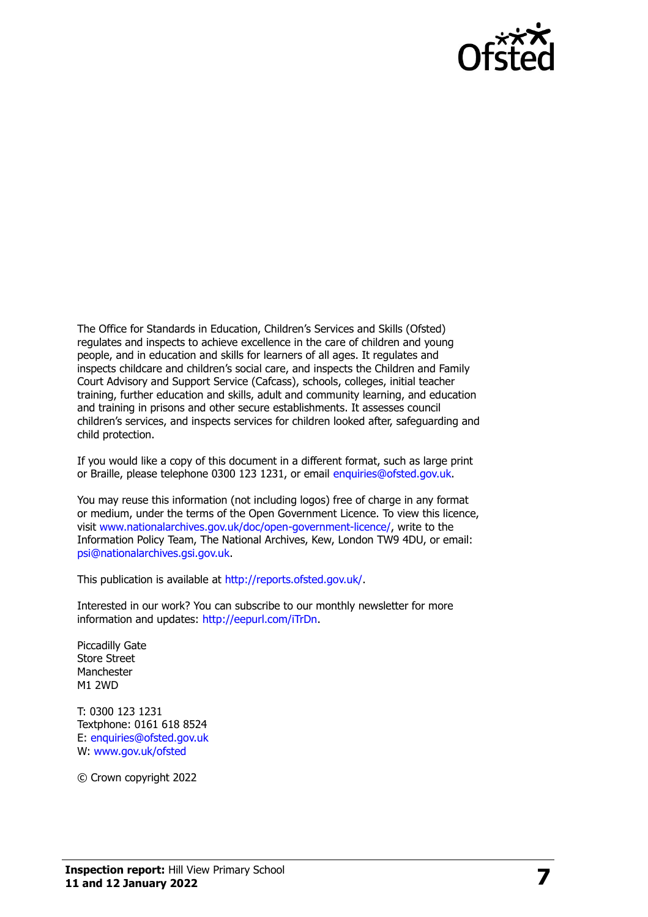The Office for Standards in Education, Children's Services and Skills (Ofsted) regulates and inspects to achieve excellence in the care of children and young people, and in education and skills for learners of all ages. It regulates and inspects childcare and children's social care, and inspects the Children and Family Court Advisory and Support Service (Cafcass), schools, colleges, initial teacher training, further education and skills, adult and community learning, and education and training in prisons and other secure establishments. It assesses council children's services, and inspects services for children looked after, safeguarding and child protection.

If you would like a copy of this document in a different format, such as large print or Braille, please telephone 0300 123 1231, or email enquiries@ofsted.gov.uk.

You may reuse this information (not including logos) free of charge in any format or medium, under the terms of the Open Government Licence. To view this licence, visit www.nationalarchives.gov.uk/doc/open-government-licence/, write to the Information Policy Team, The National Archives, Kew, London TW9 4DU, or email: psi@nationalarchives.gsi.gov.uk.

This publication is available at http://reports.ofsted.gov.uk/.

Interested in our work? You can subscribe to our monthly newsletter for more information and updates: http://eepurl.com/iTrDn.

Piccadilly Gate
Store Street
Manchester
M1 2WD

T: 0300 123 1231
Textphone: 0161 618 8524
E: enquiries@ofsted.gov.uk
W: www.gov.uk/ofsted

© Crown copyright 2022